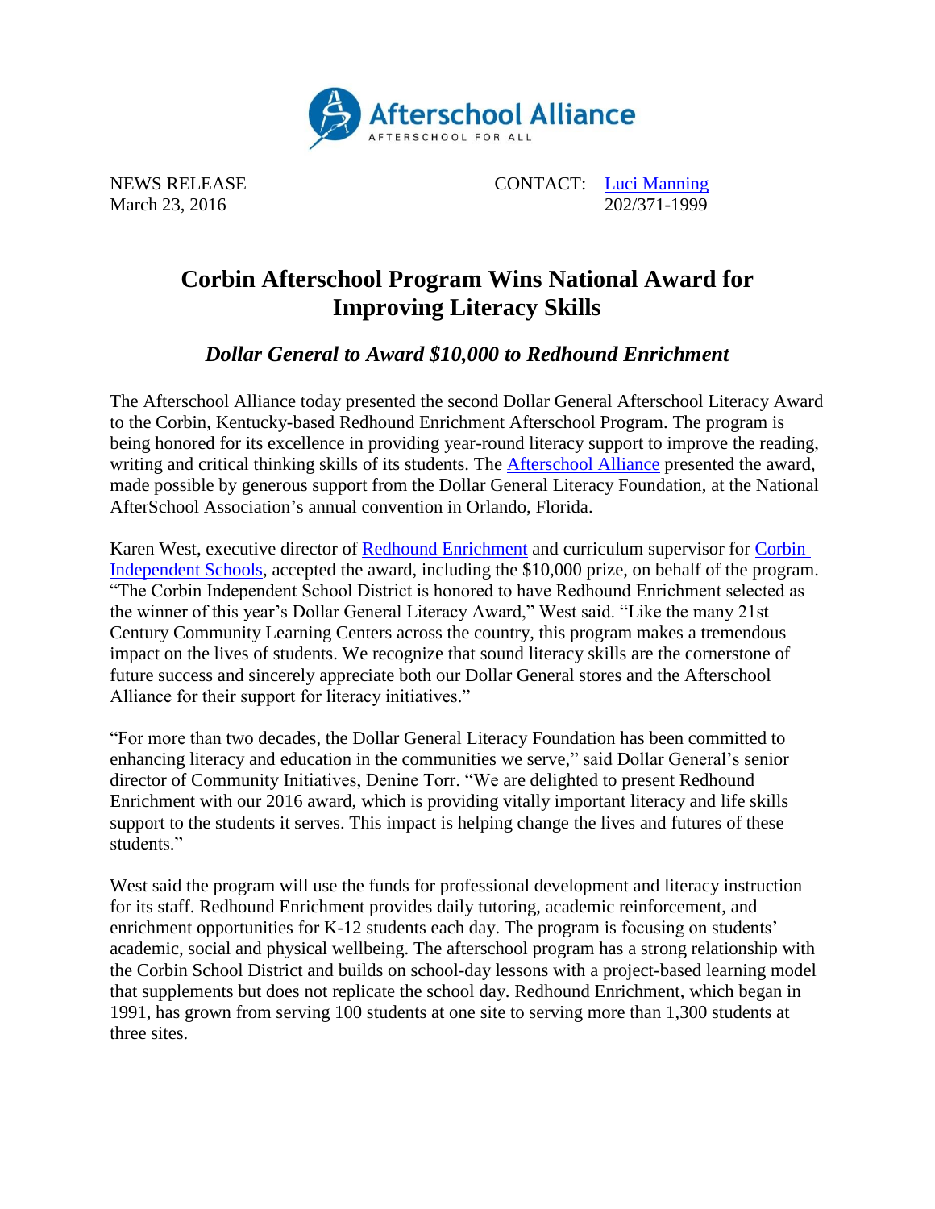Afterschool Alliance
AFTERSCHOOL FOR ALL

NEWS RELEASE
March 23, 2016

CONTACT: Luci Manning
202/371-1999

# Corbin Afterschool Program Wins National Award for Improving Literacy Skills

## *Dollar General to Award $10,000 to Redhound Enrichment*

The Afterschool Alliance today presented the second Dollar General Afterschool Literacy Award to the Corbin, Kentucky-based Redhound Enrichment Afterschool Program. The program is being honored for its excellence in providing year-round literacy support to improve the reading, writing and critical thinking skills of its students. The Afterschool Alliance presented the award, made possible by generous support from the Dollar General Literacy Foundation, at the National AfterSchool Association's annual convention in Orlando, Florida.

Karen West, executive director of Redhound Enrichment and curriculum supervisor for Corbin Independent Schools, accepted the award, including the $10,000 prize, on behalf of the program. "The Corbin Independent School District is honored to have Redhound Enrichment selected as the winner of this year's Dollar General Literacy Award," West said. "Like the many 21st Century Community Learning Centers across the country, this program makes a tremendous impact on the lives of students. We recognize that sound literacy skills are the cornerstone of future success and sincerely appreciate both our Dollar General stores and the Afterschool Alliance for their support for literacy initiatives."

"For more than two decades, the Dollar General Literacy Foundation has been committed to enhancing literacy and education in the communities we serve," said Dollar General's senior director of Community Initiatives, Denine Torr. "We are delighted to present Redhound Enrichment with our 2016 award, which is providing vitally important literacy and life skills support to the students it serves. This impact is helping change the lives and futures of these students."

West said the program will use the funds for professional development and literacy instruction for its staff. Redhound Enrichment provides daily tutoring, academic reinforcement, and enrichment opportunities for K-12 students each day. The program is focusing on students' academic, social and physical wellbeing. The afterschool program has a strong relationship with the Corbin School District and builds on school-day lessons with a project-based learning model that supplements but does not replicate the school day. Redhound Enrichment, which began in 1991, has grown from serving 100 students at one site to serving more than 1,300 students at three sites.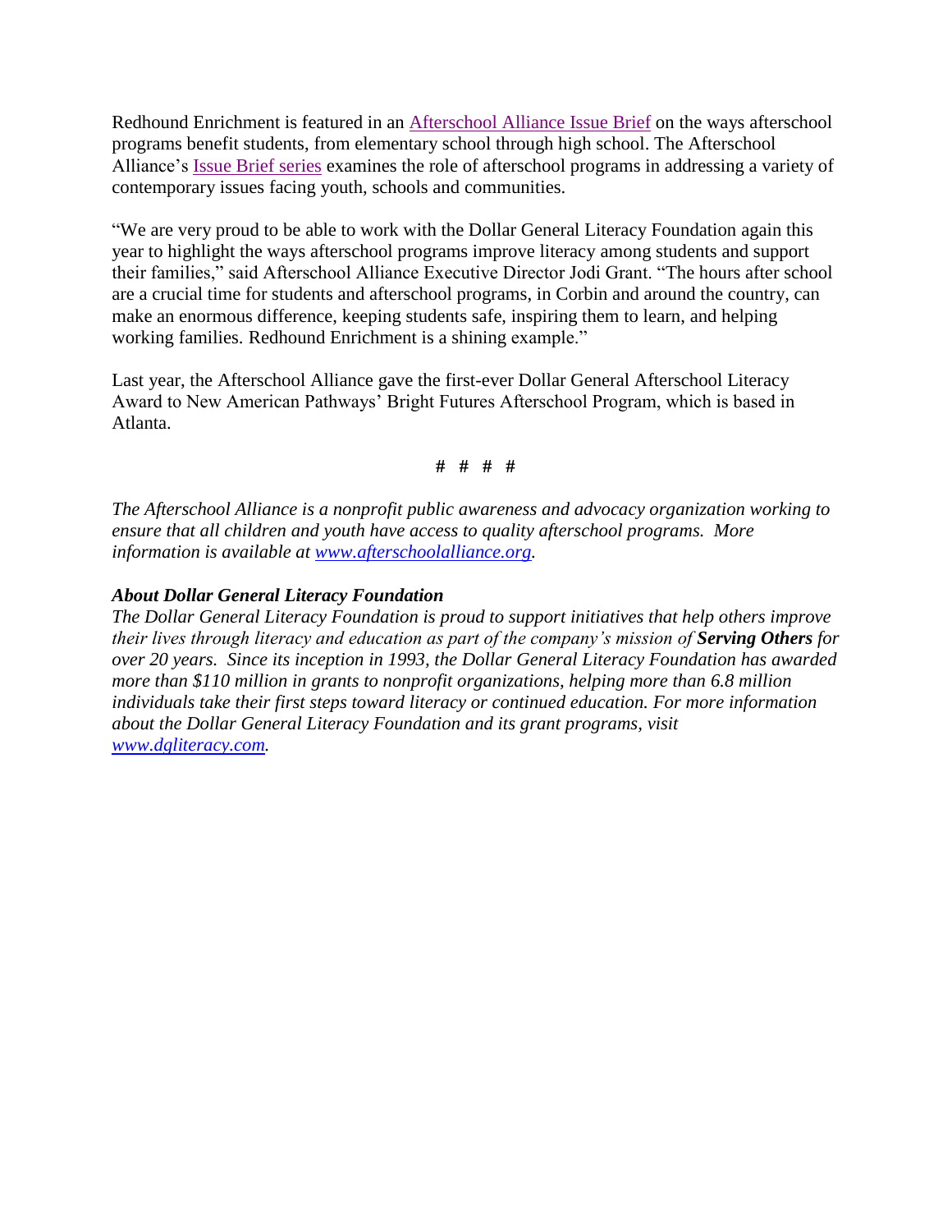Redhound Enrichment is featured in an [Afterschool Alliance Issue Brief] on the ways afterschool programs benefit students, from elementary school through high school. The Afterschool Alliance's [Issue Brief series] examines the role of afterschool programs in addressing a variety of contemporary issues facing youth, schools and communities.

"We are very proud to be able to work with the Dollar General Literacy Foundation again this year to highlight the ways afterschool programs improve literacy among students and support their families," said Afterschool Alliance Executive Director Jodi Grant. "The hours after school are a crucial time for students and afterschool programs, in Corbin and around the country, can make an enormous difference, keeping students safe, inspiring them to learn, and helping working families. Redhound Enrichment is a shining example."

Last year, the Afterschool Alliance gave the first-ever Dollar General Afterschool Literacy Award to New American Pathways' Bright Futures Afterschool Program, which is based in Atlanta.

# # # #

*The Afterschool Alliance is a nonprofit public awareness and advocacy organization working to ensure that all children and youth have access to quality afterschool programs. More information is available at www.afterschoolalliance.org.*

***About Dollar General Literacy Foundation***

*The Dollar General Literacy Foundation is proud to support initiatives that help others improve their lives through literacy and education as part of the company's mission of **Serving Others** for over 20 years. Since its inception in 1993, the Dollar General Literacy Foundation has awarded more than $110 million in grants to nonprofit organizations, helping more than 6.8 million individuals take their first steps toward literacy or continued education. For more information about the Dollar General Literacy Foundation and its grant programs, visit www.dgliteracy.com.*